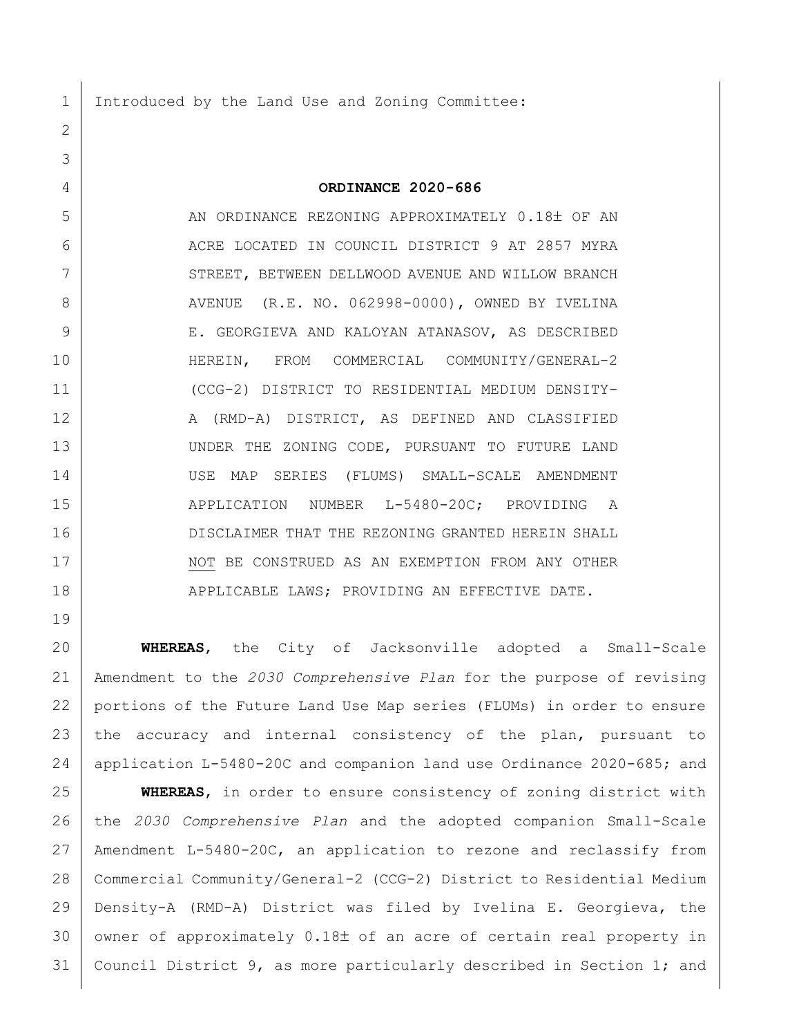Introduced by the Land Use and Zoning Committee:

**ORDINANCE 2020-686**

AN ORDINANCE REZONING APPROXIMATELY 0.18± OF AN ACRE LOCATED IN COUNCIL DISTRICT 9 AT 2857 MYRA STREET, BETWEEN DELLWOOD AVENUE AND WILLOW BRANCH AVENUE (R.E. NO. 062998-0000), OWNED BY IVELINA E. GEORGIEVA AND KALOYAN ATANASOV, AS DESCRIBED HEREIN, FROM COMMERCIAL COMMUNITY/GENERAL-2 (CCG-2) DISTRICT TO RESIDENTIAL MEDIUM DENSITY-A (RMD-A) DISTRICT, AS DEFINED AND CLASSIFIED UNDER THE ZONING CODE, PURSUANT TO FUTURE LAND USE MAP SERIES (FLUMS) SMALL-SCALE AMENDMENT APPLICATION NUMBER L-5480-20C; PROVIDING A DISCLAIMER THAT THE REZONING GRANTED HEREIN SHALL NOT BE CONSTRUED AS AN EXEMPTION FROM ANY OTHER APPLICABLE LAWS; PROVIDING AN EFFECTIVE DATE.

**WHEREAS**, the City of Jacksonville adopted a Small-Scale Amendment to the *2030 Comprehensive Plan* for the purpose of revising portions of the Future Land Use Map series (FLUMs) in order to ensure the accuracy and internal consistency of the plan, pursuant to application L-5480-20C and companion land use Ordinance 2020-685; and

**WHEREAS**, in order to ensure consistency of zoning district with the *2030 Comprehensive Plan* and the adopted companion Small-Scale Amendment L-5480-20C, an application to rezone and reclassify from Commercial Community/General-2 (CCG-2) District to Residential Medium Density-A (RMD-A) District was filed by Ivelina E. Georgieva, the owner of approximately 0.18± of an acre of certain real property in Council District 9, as more particularly described in Section 1; and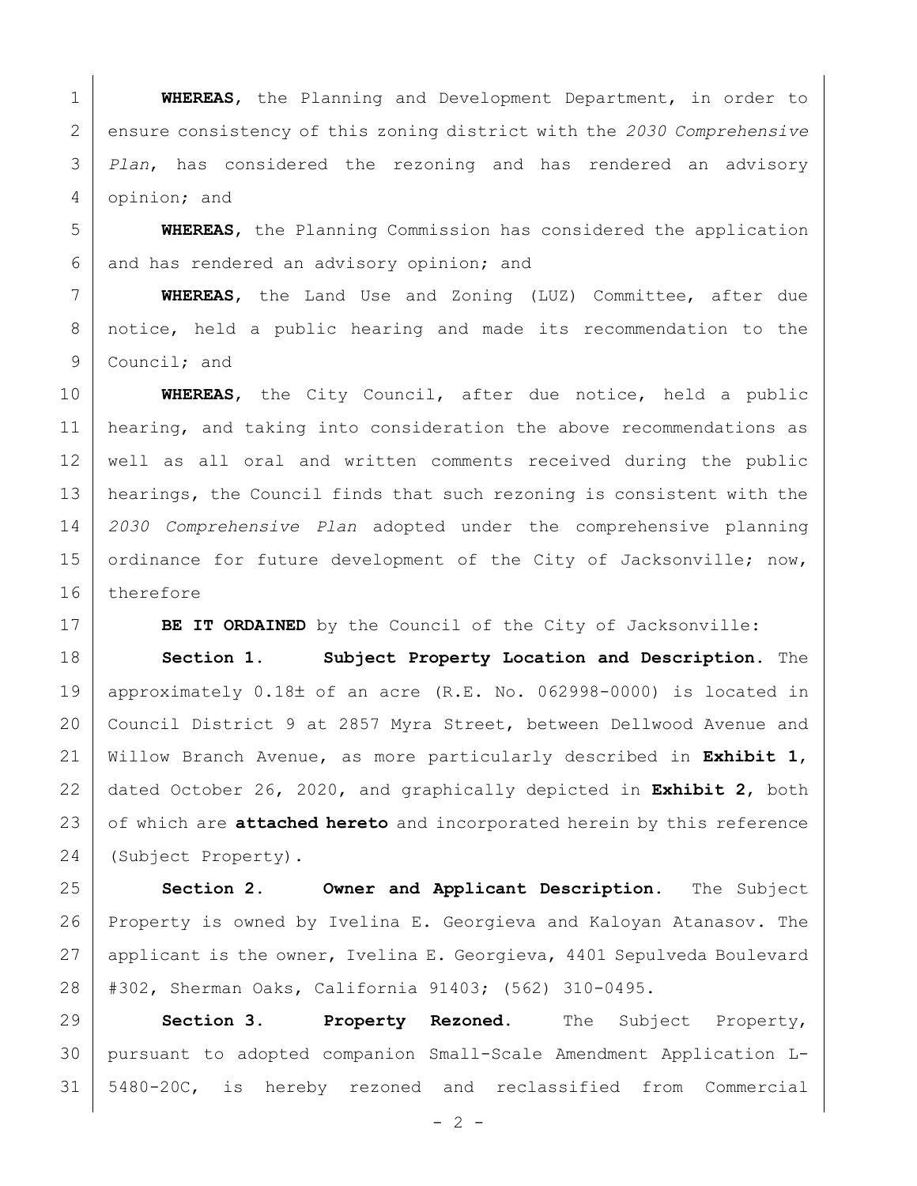**WHEREAS**, the Planning and Development Department, in order to ensure consistency of this zoning district with the *2030 Comprehensive Plan*, has considered the rezoning and has rendered an advisory opinion; and

**WHEREAS**, the Planning Commission has considered the application and has rendered an advisory opinion; and

**WHEREAS**, the Land Use and Zoning (LUZ) Committee, after due notice, held a public hearing and made its recommendation to the Council; and

**WHEREAS**, the City Council, after due notice, held a public hearing, and taking into consideration the above recommendations as well as all oral and written comments received during the public hearings, the Council finds that such rezoning is consistent with the *2030 Comprehensive Plan* adopted under the comprehensive planning ordinance for future development of the City of Jacksonville; now, therefore

**BE IT ORDAINED** by the Council of the City of Jacksonville:

**Section 1. Subject Property Location and Description.** The approximately 0.18± of an acre (R.E. No. 062998-0000) is located in Council District 9 at 2857 Myra Street, between Dellwood Avenue and Willow Branch Avenue, as more particularly described in **Exhibit 1**, dated October 26, 2020, and graphically depicted in **Exhibit 2**, both of which are **attached hereto** and incorporated herein by this reference (Subject Property).

**Section 2. Owner and Applicant Description.** The Subject Property is owned by Ivelina E. Georgieva and Kaloyan Atanasov. The applicant is the owner, Ivelina E. Georgieva, 4401 Sepulveda Boulevard #302, Sherman Oaks, California 91403; (562) 310-0495.

**Section 3. Property Rezoned.** The Subject Property, pursuant to adopted companion Small-Scale Amendment Application L-5480-20C, is hereby rezoned and reclassified from Commercial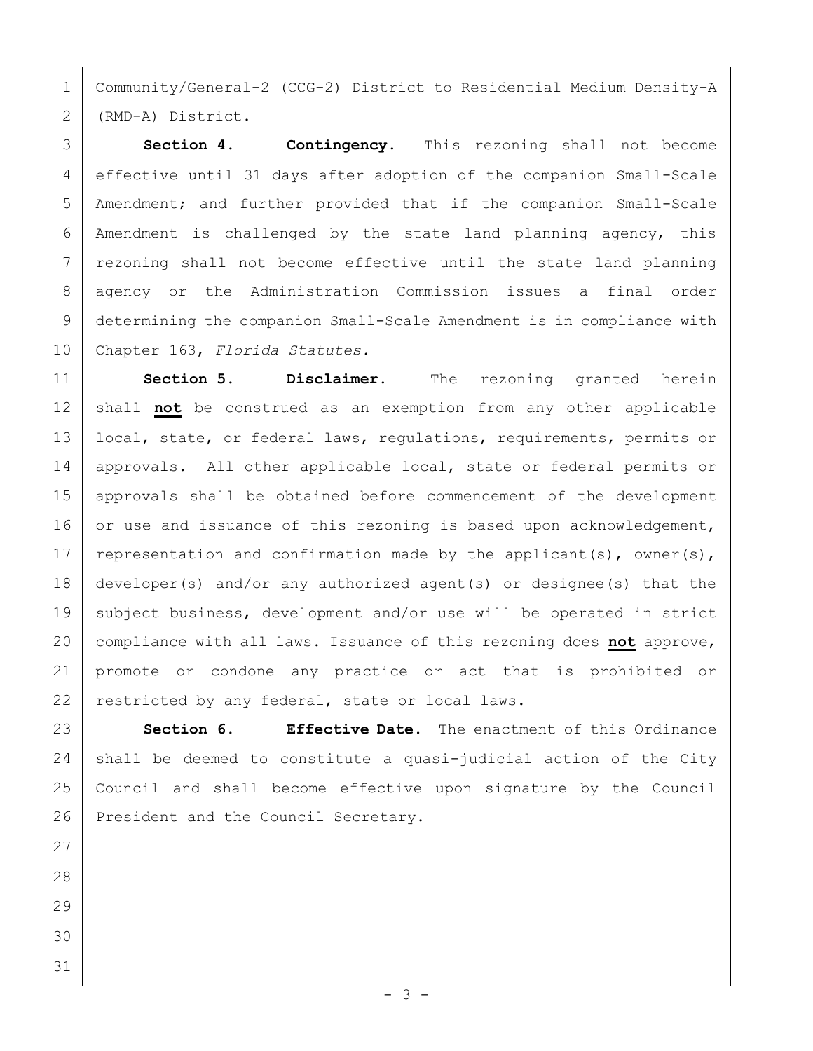Community/General-2 (CCG-2) District to Residential Medium Density-A (RMD-A) District.

**Section 4. Contingency.** This rezoning shall not become effective until 31 days after adoption of the companion Small-Scale Amendment; and further provided that if the companion Small-Scale Amendment is challenged by the state land planning agency, this rezoning shall not become effective until the state land planning agency or the Administration Commission issues a final order determining the companion Small-Scale Amendment is in compliance with Chapter 163, *Florida Statutes.*

**Section 5. Disclaimer.** The rezoning granted herein shall **not** be construed as an exemption from any other applicable local, state, or federal laws, regulations, requirements, permits or approvals. All other applicable local, state or federal permits or approvals shall be obtained before commencement of the development or use and issuance of this rezoning is based upon acknowledgement, representation and confirmation made by the applicant(s), owner(s), developer(s) and/or any authorized agent(s) or designee(s) that the subject business, development and/or use will be operated in strict compliance with all laws. Issuance of this rezoning does **not** approve, promote or condone any practice or act that is prohibited or restricted by any federal, state or local laws.

**Section 6. Effective Date.** The enactment of this Ordinance shall be deemed to constitute a quasi-judicial action of the City Council and shall become effective upon signature by the Council President and the Council Secretary.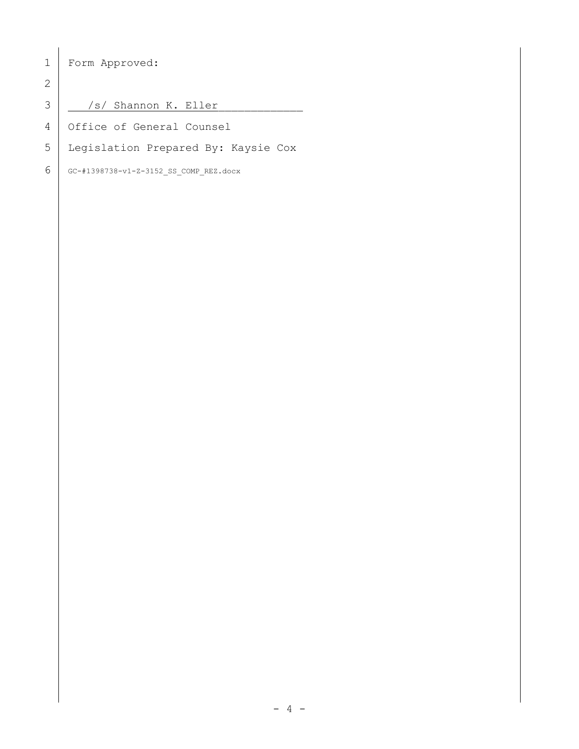Form Approved:

/s/ Shannon K. Eller

Office of General Counsel

Legislation Prepared By: Kaysie Cox

GC-#1398738-v1-Z-3152_SS_COMP_REZ.docx